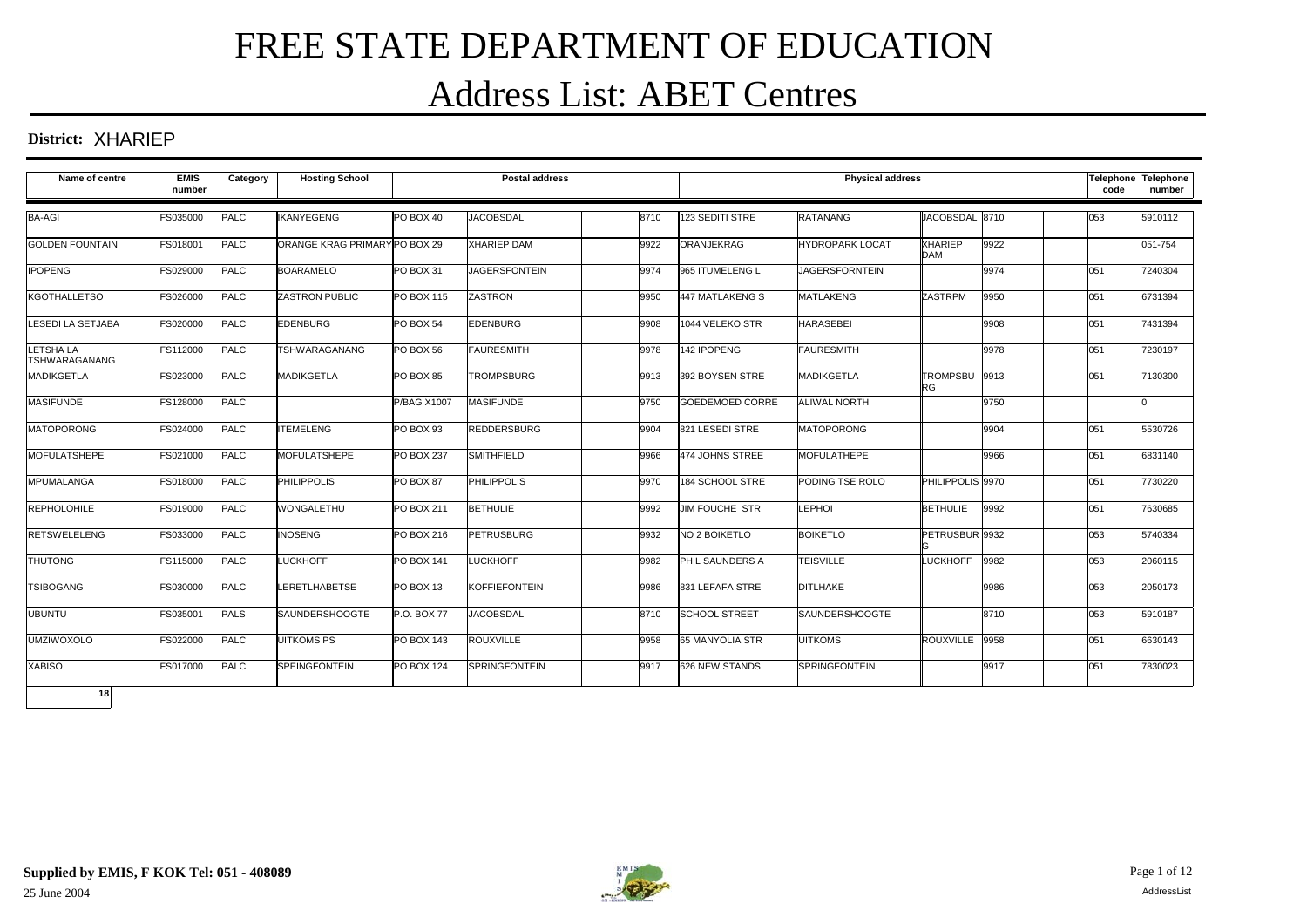# FREE STATE DEPARTMENT OF EDUCATION

# Address List: ABET Centres

**District:** XHARIEP

| Name of centre | EMIS number | Category | Hosting School | Postal address | | | | Physical address | | | | | Telephone code | Telephone number |
|---|---|---|---|---|---|---|---|---|---|---|---|---|---|---|
| BA-AGI | FS035000 | PALC | IKANYEGENG | PO BOX 40 | JACOBSDAL | | 8710 | 123 SEDITI STRE | RATANANG | JACOBSDAL | 8710 | | 053 | 5910112 |
| GOLDEN FOUNTAIN | FS018001 | PALC | ORANGE KRAG PRIMARY | PO BOX 29 | XHARIEP DAM | | 9922 | ORANJEKRAG | HYDROPARK LOCAT | XHARIEP DAM | 9922 | | | 051-754 |
| IPOPENG | FS029000 | PALC | BOARAMELO | PO BOX 31 | JAGERSFONTEIN | | 9974 | 965 ITUMELENG L | JAGERSFORNTEIN | | 9974 | | 051 | 7240304 |
| KGOTHALLETSO | FS026000 | PALC | ZASTRON PUBLIC | PO BOX 115 | ZASTRON | | 9950 | 447 MATLAKENG S | MATLAKENG | ZASTRPM | 9950 | | 051 | 6731394 |
| LESEDI LA SETJABA | FS020000 | PALC | EDENBURG | PO BOX 54 | EDENBURG | | 9908 | 1044 VELEKO STR | HARASEBEI | | 9908 | | 051 | 7431394 |
| LETSHA LA TSHWARAGANANG | FS112000 | PALC | TSHWARAGANANG | PO BOX 56 | FAURESMITH | | 9978 | 142 IPOPENG | FAURESMITH | | 9978 | | 051 | 7230197 |
| MADIKGETLA | FS023000 | PALC | MADIKGETLA | PO BOX 85 | TROMPSBURG | | 9913 | 392 BOYSEN STRE | MADIKGETLA | TROMPSBURG | 9913 | | 051 | 7130300 |
| MASIFUNDE | FS128000 | PALC | | P/BAG X1007 | MASIFUNDE | | 9750 | GOEDEMOED CORRE | ALIWAL NORTH | | 9750 | | | 0 |
| MATOPORONG | FS024000 | PALC | ITEMELENG | PO BOX 93 | REDDERSBURG | | 9904 | 821 LESEDI STRE | MATOPORONG | | 9904 | | 051 | 5530726 |
| MOFULATSHEPE | FS021000 | PALC | MOFULATSHEPE | PO BOX 237 | SMITHFIELD | | 9966 | 474 JOHNS STREE | MOFULATHEPE | | 9966 | | 051 | 6831140 |
| MPUMALANGA | FS018000 | PALC | PHILIPPOLIS | PO BOX 87 | PHILIPPOLIS | | 9970 | 184 SCHOOL STRE | PODING TSE ROLO | PHILIPPOLIS | 9970 | | 051 | 7730220 |
| REPHOLOHILE | FS019000 | PALC | WONGALETHU | PO BOX 211 | BETHULIE | | 9992 | JIM FOUCHE STR | LEPHOI | BETHULIE | 9992 | | 051 | 7630685 |
| RETSWELELENG | FS033000 | PALC | INOSENG | PO BOX 216 | PETRUSBURG | | 9932 | NO 2 BOIKETLO | BOIKETLO | PETRUSBURG | 9932 | | 053 | 5740334 |
| THUTONG | FS115000 | PALC | LUCKHOFF | PO BOX 141 | LUCKHOFF | | 9982 | PHIL SAUNDERS A | TEISVILLE | LUCKHOFF | 9982 | | 053 | 2060115 |
| TSIBOGANG | FS030000 | PALC | LERETLHABETSE | PO BOX 13 | KOFFIEFONTEIN | | 9986 | 831 LEFAFA STRE | DITLHAKE | | 9986 | | 053 | 2050173 |
| UBUNTU | FS035001 | PALS | SAUNDERSHOOGTE | P.O. BOX 77 | JACOBSDAL | | 8710 | SCHOOL STREET | SAUNDERSHOOGTE | | 8710 | | 053 | 5910187 |
| UMZIWOXOLO | FS022000 | PALC | UITKOMS PS | PO BOX 143 | ROUXVILLE | | 9958 | 65 MANYOLIA STR | UITKOMS | ROUXVILLE | 9958 | | 051 | 6630143 |
| XABISO | FS017000 | PALC | SPEINGFONTEIN | PO BOX 124 | SPRINGFONTEIN | | 9917 | 626 NEW STANDS | SPRINGFONTEIN | | 9917 | | 051 | 7830023 |
| **18** | | | | | | | | | | | | | | |

**Supplied by EMIS, F KOK Tel: 051 - 408089**

25 June 2004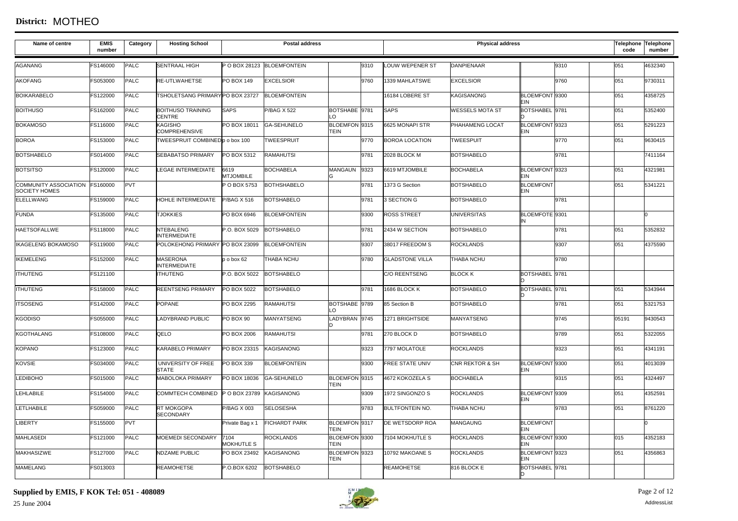# District: MOTHEO

| Name of centre | EMIS number | Category | Hosting School | Postal address | | | | Physical address | | | | | Telephone code | Telephone number |
|---|---|---|---|---|---|---|---|---|---|---|---|---|---|---|
| AGANANG | FS146000 | PALC | SENTRAAL HIGH | P O BOX 28123 | BLOEMFONTEIN | | 9310 | LOUW WEPENER ST | DANPIENAAR | | 9310 | | 051 | 4632340 |
| AKOFANG | FS053000 | PALC | RE-UTLWAHETSE | PO BOX 149 | EXCELSIOR | | 9760 | 1339 MAHLATSWE | EXCELSIOR | | 9760 | | 051 | 9730311 |
| BOIKARABELO | FS122000 | PALC | TSHOLETSANG PRIMARY | PO BOX 23727 | BLOEMFONTEIN | | | 16184 LOBERE ST | KAGISANONG | BLOEMFONTEIN | 9300 | | 051 | 4358725 |
| BOITHUSO | FS162000 | PALC | BOITHUSO TRAINING CENTRE | SAPS | P/BAG X 522 | BOTSHABELO | 9781 | SAPS | WESSELS MOTA ST | BOTSHABELO | 9781 | | 051 | 5352400 |
| BOKAMOSO | FS116000 | PALC | KAGISHO COMPREHENSIVE | PO BOX 18011 | GA-SEHUNELO | BLOEMFONTEIN | 9315 | 6625 MONAPI STR | PHAHAMENG LOCAT | BLOEMFONTEIN | 9323 | | 051 | 5291223 |
| BOROA | FS153000 | PALC | TWEESPRUIT COMBINED | p o box 100 | TWEESPRUIT | | 9770 | BOROA LOCATION | TWEESPUIT | | 9770 | | 051 | 9630415 |
| BOTSHABELO | FS014000 | PALC | SEBABATSO PRIMARY | PO BOX 5312 | RAMAHUTSI | | 9781 | 2028 BLOCK M | BOTSHABELO | | 9781 | | | 7411164 |
| BOTSITSO | FS120000 | PALC | LEGAE INTERMEDIATE | 6619 MTJOMBILE | BOCHABELA | MANGAUNG | 9323 | 6619 MTJOMBILE | BOCHABELA | BLOEMFONTEIN | 9323 | | 051 | 4321981 |
| COMMUNITY ASSOCIATION SOCIETY HOMES | FS160000 | PVT | | P O BOX 5753 | BOTHSHABELO | | 9781 | 1373 G Section | BOTSHABELO | BLOEMFONTEIN | | | 051 | 5341221 |
| ELELLWANG | FS159000 | PALC | HOHLE INTERMEDIATE | P/BAG X 516 | BOTSHABELO | | 9781 | 3 SECTION G | BOTSHABELO | | 9781 | | | |
| FUNDA | FS135000 | PALC | TJOKKIES | PO BOX 6946 | BLOEMFONTEIN | | 9300 | ROSS STREET | UNIVERSITAS | BLOEMFOTEIN | 9301 | | | 0 |
| HAETSOFALLWE | FS118000 | PALC | NTEBALENG INTERMEDIATE | P.O. BOX 5029 | BOTSHABELO | | 9781 | 2434 W SECTION | BOTSHABELO | | 9781 | | 051 | 5352832 |
| IKAGELENG BOKAMOSO | FS119000 | PALC | POLOKEHONG PRIMARY | PO BOX 23099 | BLOEMFONTEIN | | 9307 | 38017 FREEDOM S | ROCKLANDS | | 9307 | | 051 | 4375590 |
| IKEMELENG | FS152000 | PALC | MASERONA INTERMEDIATE | p o box 62 | THABA NCHU | | 9780 | GLADSTONE VILLA | THABA NCHU | | 9780 | | | |
| ITHUTENG | FS121100 | | ITHUTENG | P.O. BOX 5022 | BOTSHABELO | | | C/O REENTSENG | BLOCK K | BOTSHABELO | 9781 | | | |
| ITHUTENG | FS158000 | PALC | REENTSENG PRIMARY | PO BOX 5022 | BOTSHABELO | | 9781 | 1686 BLOCK K | BOTSHABELO | BOTSHABELO | 9781 | | 051 | 5343944 |
| ITSOSENG | FS142000 | PALC | POPANE | PO BOX 2295 | RAMAHUTSI | BOTSHABELO | 9789 | 85 Section B | BOTSHABELO | | 9781 | | 051 | 5321753 |
| KGODISO | FS055000 | PALC | LADYBRAND PUBLIC | PO BOX 90 | MANYATSENG | LADYBRAND | 9745 | 1271 BRIGHTSIDE | MANYATSENG | | 9745 | | 05191 | 9430543 |
| KGOTHALANG | FS108000 | PALC | QELO | PO BOX 2006 | RAMAHUTSI | | 9781 | 270 BLOCK D | BOTSHABELO | | 9789 | | 051 | 5322055 |
| KOPANO | FS123000 | PALC | KARABELO PRIMARY | PO BOX 23315 | KAGISANONG | | 9323 | 7797 MOLATOLE | ROCKLANDS | | 9323 | | 051 | 4341191 |
| KOVSIE | FS034000 | PALC | UNIVERSITY OF FREE STATE | PO BOX 339 | BLOEMFONTEIN | | 9300 | FREE STATE UNIV | CNR REKTOR & SH | BLOEMFONTEIN | 9300 | | 051 | 4013039 |
| LEDIBOHO | FS015000 | PALC | MABOLOKA PRIMARY | PO BOX 18036 | GA-SEHUNELO | BLOEMFONTEIN | 9315 | 4672 KOKOZELA S | BOCHABELA | | 9315 | | 051 | 4324497 |
| LEHLABILE | FS154000 | PALC | COMMTECH COMBINED | P O BOX 23789 | KAGISANONG | | 9309 | 1972 SINGONZO S | ROCKLANDS | BLOEMFONTEIN | 9309 | | 051 | 4352591 |
| LETLHABILE | FS059000 | PALC | RT MOKGOPA SECONDARY | P/BAG X 003 | SELOSESHA | | 9783 | BULTFONTEIN NO. | THABA NCHU | | 9783 | | 051 | 8761220 |
| LIBERTY | FS155000 | PVT | | Private Bag x 1 | FICHARDT PARK | BLOEMFONTEIN | 9317 | DE WETSDORP ROA | MANGAUNG | BLOEMFONTEIN | | | | 0 |
| MAHLASEDI | FS121000 | PALC | MOEMEDI SECONDARY | 7104 MOKHUTLE S | ROCKLANDS | BLOEMFONTEIN | 9300 | 7104 MOKHUTLE S | ROCKLANDS | BLOEMFONTEIN | 9300 | | 015 | 4352183 |
| MAKHASIZWE | FS127000 | PALC | NDZAME PUBLIC | PO BOX 23492 | KAGISANONG | BLOEMFONTEIN | 9323 | 10792 MAKOANE S | ROCKLANDS | BLOEMFONTEIN | 9323 | | 051 | 4356863 |
| MAMELANG | FS013003 | | REAMOHETSE | P.O.BOX 6202 | BOTSHABELO | | | REAMOHETSE | 816 BLOCK E | BOTSHABELO | 9781 | | | |

**Supplied by EMIS, F KOK Tel: 051 - 408089**

25 June 2004

AddressList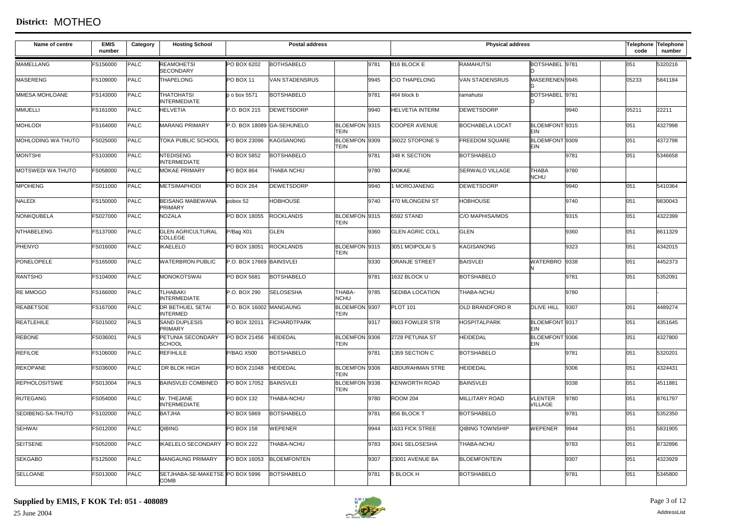**District:** MOTHEO

| Name of centre | EMIS number | Category | Hosting School | Postal address | | | | Physical address | | | | | Telephone code | Telephone number |
|---|---|---|---|---|---|---|---|---|---|---|---|---|---|---|
| MAMELLANG | FS156000 | PALC | REAMOHETSI SECONDARY | PO BOX 6202 | BOTHSABELO | | 9781 | 816 BLOCK E | RAMAHUTSI | BOTSHABELO | 9781 | | 051 | 5320216 |
| MASERENG | FS109000 | PALC | THAPELONG | PO BOX 11 | VAN STADENSRUS | | 9945 | C\O THAPELONG | VAN STADENSRUS | MASERENENG | 9945 | | 05233 | 5841184 |
| MMESA MOHLOANE | FS143000 | PALC | THATOHATSI INTERMEDIATE | p o box 5571 | BOTSHABELO | | 9781 | 464 block b | ramahutsi | BOTSHABELO | 9781 | | | |
| MMUELLI | FS161000 | PALC | HELVETIA | P.O. BOX 215 | DEWETSDORP | | 9940 | HELVETIA INTERM | DEWETSDORP | | 9940 | | 05211 | 22211 |
| MOHLODI | FS164000 | PALC | MARANG PRIMARY | P.O. BOX 18089 | GA-SEHUNELO | BLOEMFONTEIN | 9315 | COOPER AVENUE | BOCHABELA LOCAT | BLOEMFONTEIN | 9315 | | 051 | 4327998 |
| MOHLODING WA THUTO | FS025000 | PALC | TOKA PUBLIC SCHOOL | PO BOX 23096 | KAGISANONG | BLOEMFONTEIN | 9309 | 36022 STOPONE S | FREEDOM SQUARE | BLOEMFONTEIN | 9309 | | 051 | 4372798 |
| MONTSHI | FS103000 | PALC | NTEDISENG INTERMEDIATE | PO BOX 5852 | BOTSHABELO | | 9781 | 348 K SECTION | BOTSHABELO | | 9781 | | 051 | 5346658 |
| MOTSWEDI WA THUTO | FS058000 | PALC | MOKAE PRIMARY | PO BOX 864 | THABA NCHU | | 9780 | MOKAE | SERWALO VILLAGE | THABA NCHU | 9780 | | | |
| MPOHENG | FS011000 | PALC | METSIMAPHODI | PO BOX 264 | DEWETSDORP | | 9940 | 1 MOROJANENG | DEWETSDORP | | 9940 | | 051 | 5410364 |
| NALEDI | FS150000 | PALC | BEISANG MABEWANA PRIMARY | pobox 52 | HOBHOUSE | | 9740 | 470 MLONGENI ST | HOBHOUSE | | 9740 | | 051 | 9830043 |
| NONKQUBELA | FS027000 | PALC | NOZALA | PO BOX 18055 | ROCKLANDS | BLOEMFONTEIN | 9315 | 6592 STAND | C/O MAPHISA/MOS | | 9315 | | 051 | 4322399 |
| NTHABELENG | FS137000 | PALC | GLEN AGRICULTURAL COLLEGE | P/Bag X01 | GLEN | | 9360 | GLEN AGRIC COLL | GLEN | | 9360 | | 051 | 8611329 |
| PHENYO | FS016000 | PALC | IKAELELO | PO BOX 18051 | ROCKLANDS | BLOEMFONTEIN | 9315 | 3051 MOIPOLAI S | KAGISANONG | | 9323 | | 051 | 4342015 |
| PONELOPELE | FS165000 | PALC | WATERBRON PUBLIC | P.O. BOX 17669 | BAINSVLEI | | 9330 | ORANJE STREET | BAISVLEI | WATERBRON | 9338 | | 051 | 4452373 |
| RANTSHO | FS104000 | PALC | MONOKOTSWAI | PO BOX 5681 | BOTSHABELO | | 9781 | 1632 BLOCK U | BOTSHABELO | | 9781 | | 051 | 5352091 |
| RE MMOGO | FS166000 | PALC | TLHABAKI INTERMEDIATE | P.O. BOX 290 | SELOSESHA | THABA-NCHU | 9785 | SEDIBA LOCATION | THABA-NCHU | | 9780 | | | - |
| REABETSOE | FS167000 | PALC | DR BETHUEL SETAI INTERMED | P.O. BOX 16002 | MANGAUNG | BLOEMFONTEIN | 9307 | PLOT 101 | OLD BRANDFORD R | OLIVE HILL | 9307 | | 051 | 4489274 |
| REATLEHILE | FS015002 | PALS | SAND DUPLESIS PRIMARY | PO BOX 32011 | FICHARDTPARK | | 9317 | 9903 FOWLER STR | HOSPITALPARK | BLOEMFONTEIN | 9317 | | 051 | 4351645 |
| REBONE | FS036001 | PALS | PETUNIA SECONDARY SCHOOL | PO BOX 21456 | HEIDEDAL | BLOEMFONTEIN | 9306 | 2728 PETUNIA ST | HEIDEDAL | BLOEMFONTEIN | 9306 | | 051 | 4327800 |
| REFILOE | FS106000 | PALC | REFIHLILE | P/BAG X500 | BOTSHABELO | | 9781 | 1359 SECTION C | BOTSHABELO | | 9781 | | 051 | 5320201 |
| REKOPANE | FS036000 | PALC | DR BLOK HIGH | PO BOX 21048 | HEIDEDAL | BLOEMFONTEIN | 9306 | ABDURAHMAN STRE | HEIDEDAL | | 9306 | | 051 | 4324431 |
| REPHOLOSITSWE | FS013004 | PALS | BAINSVLEI COMBINED | PO BOX 17052 | BAINSVLEI | BLOEMFONTEIN | 9338 | KENWORTH ROAD | BAINSVLEI | | 9338 | | 051 | 4511881 |
| RUTEGANG | FS054000 | PALC | W. THEJANE INTERMEDIATE | PO BOX 132 | THABA-NCHU | | 9780 | ROOM 204 | MILLITARY ROAD | VLENTER VILLAGE | 9780 | | 051 | 8761797 |
| SEDIBENG-SA-THUTO | FS102000 | PALC | BATJHA | PO BOX 5869 | BOTSHABELO | | 9781 | 856 BLOCK T | BOTSHABELO | | 9781 | | 051 | 5352350 |
| SEHWAI | FS012000 | PALC | QIBING | PO BOX 158 | WEPENER | | 9944 | 1633 FICK STREE | QIBING TOWNSHIP | WEPENER | 9944 | | 051 | 5831905 |
| SEITSENE | FS052000 | PALC | IKAELELO SECONDARY | PO BOX 222 | THABA-NCHU | | 9783 | 3041 SELOSESHA | THABA-NCHU | | 9783 | | 051 | 8732896 |
| SEKGABO | FS125000 | PALC | MANGAUNG PRIMARY | PO BOX 16053 | BLOEMFONTEN | | 9307 | 23001 AVENUE BA | BLOEMFONTEIN | | 9307 | | 051 | 4323929 |
| SELLOANE | FS013000 | PALC | SETJHABA-SE-MAKETSE COMB | PO BOX 5996 | BOTSHABELO | | 9781 | 5 BLOCK H | BOTSHABELO | | 9781 | | 051 | 5345800 |

**Supplied by EMIS, F KOK Tel: 051 - 408089**

25 June 2004

AddressList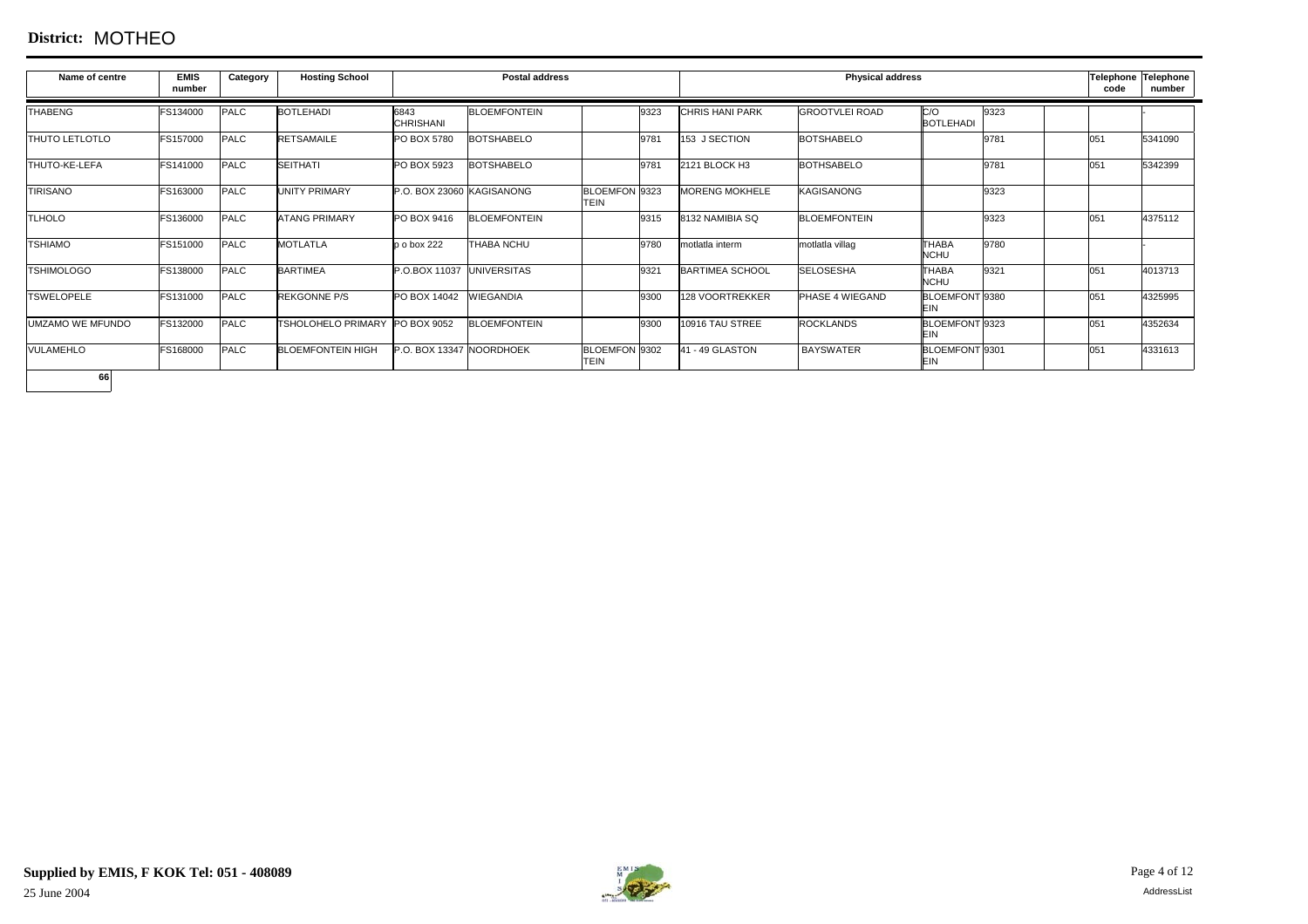# District: MOTHEO

| Name of centre | EMIS number | Category | Hosting School | Postal address | | | | Physical address | | | | | Telephone code | Telephone number |
|---|---|---|---|---|---|---|---|---|---|---|---|---|---|---|
| THABENG | FS134000 | PALC | BOTLEHADI | 6843 CHRISHANI | BLOEMFONTEIN | | 9323 | CHRIS HANI PARK | GROOTVLEI ROAD | C/O BOTLEHADI | 9323 | | | - |
| THUTO LETLOTLO | FS157000 | PALC | RETSAMAILE | PO BOX 5780 | BOTSHABELO | | 9781 | 153 J SECTION | BOTSHABELO | | 9781 | | 051 | 5341090 |
| THUTO-KE-LEFA | FS141000 | PALC | SEITHATI | PO BOX 5923 | BOTSHABELO | | 9781 | 2121 BLOCK H3 | BOTHSABELO | | 9781 | | 051 | 5342399 |
| TIRISANO | FS163000 | PALC | UNITY PRIMARY | P.O. BOX 23060 | KAGISANONG | BLOEMFON TEIN | 9323 | MORENG MOKHELE | KAGISANONG | | 9323 | | | |
| TLHOLO | FS136000 | PALC | ATANG PRIMARY | PO BOX 9416 | BLOEMFONTEIN | | 9315 | 8132 NAMIBIA SQ | BLOEMFONTEIN | | 9323 | | 051 | 4375112 |
| TSHIAMO | FS151000 | PALC | MOTLATLA | p o box 222 | THABA NCHU | | 9780 | motlatla interm | motlatla villag | THABA NCHU | 9780 | | | - |
| TSHIMOLOGO | FS138000 | PALC | BARTIMEA | P.O.BOX 11037 | UNIVERSITAS | | 9321 | BARTIMEA SCHOOL | SELOSESHA | THABA NCHU | 9321 | | 051 | 4013713 |
| TSWELOPELE | FS131000 | PALC | REKGONNE P/S | PO BOX 14042 | WIEGANDIA | | 9300 | 128 VOORTREKKER | PHASE 4 WIEGAND | BLOEMFONT EIN | 9380 | | 051 | 4325995 |
| UMZAMO WE MFUNDO | FS132000 | PALC | TSHOLOHELO PRIMARY | PO BOX 9052 | BLOEMFONTEIN | | 9300 | 10916 TAU STREE | ROCKLANDS | BLOEMFONT EIN | 9323 | | 051 | 4352634 |
| VULAMEHLO | FS168000 | PALC | BLOEMFONTEIN HIGH | P.O. BOX 13347 | NOORDHOEK | BLOEMFON TEIN | 9302 | 41 - 49 GLASTON | BAYSWATER | BLOEMFONT EIN | 9301 | | 051 | 4331613 |

66

**Supplied by EMIS, F KOK Tel: 051 - 408089**

25 June 2004

AddressList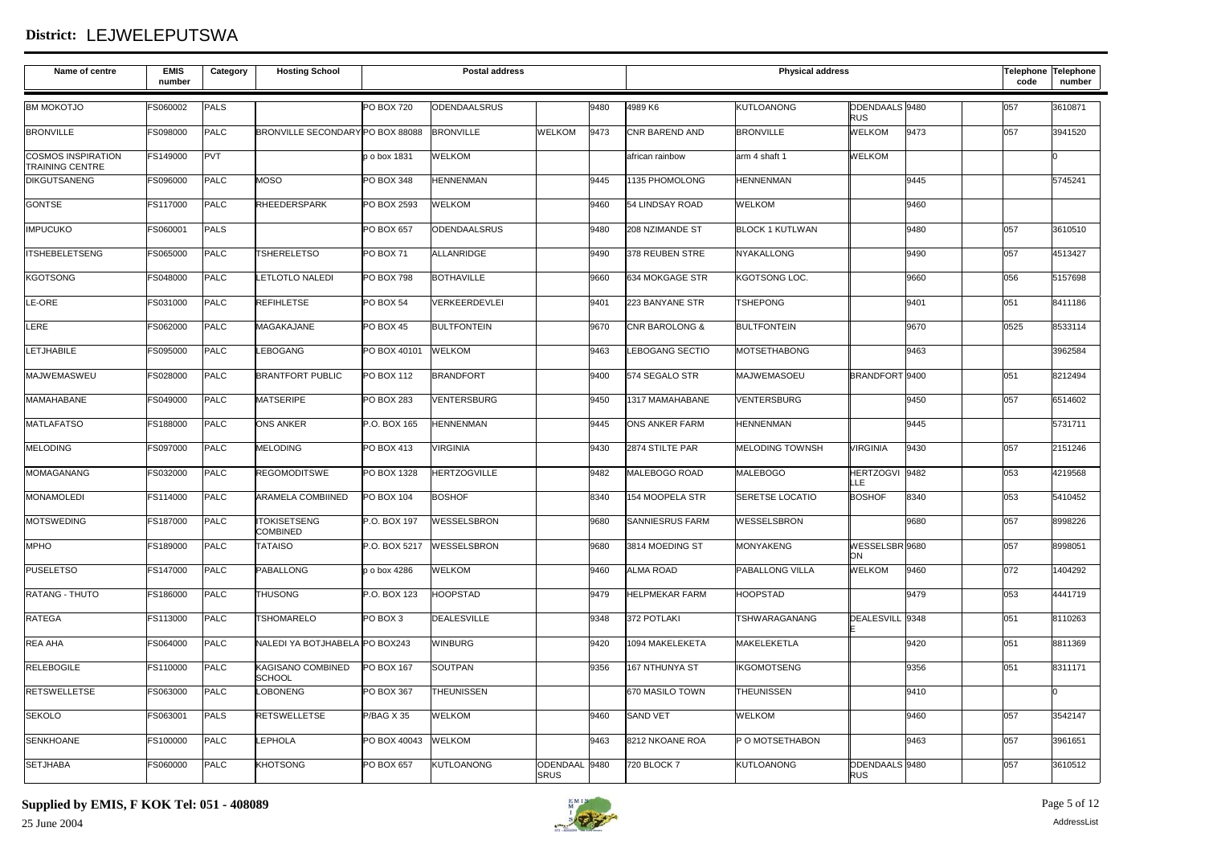# District: LEJWELEPUTSWA

| Name of centre | EMIS number | Category | Hosting School | Postal address | | | | Physical address | | | | | Telephone code | Telephone number |
|---|---|---|---|---|---|---|---|---|---|---|---|---|---|---|
| BM MOKOTJO | FS060002 | PALS | | PO BOX 720 | ODENDAALSRUS | | 9480 | 4989 K6 | KUTLOANONG | ODENDAALS RUS | 9480 | | 057 | 3610871 |
| BRONVILLE | FS098000 | PALC | BRONVILLE SECONDARY | PO BOX 88088 | BRONVILLE | WELKOM | 9473 | CNR BAREND AND | BRONVILLE | WELKOM | 9473 | | 057 | 3941520 |
| COSMOS INSPIRATION TRAINING CENTRE | FS149000 | PVT | | p o box 1831 | WELKOM | | | african rainbow | arm 4 shaft 1 | WELKOM | | | | 0 |
| DIKGUTSANENG | FS096000 | PALC | MOSO | PO BOX 348 | HENNENMAN | | 9445 | 1135 PHOMOLONG | HENNENMAN | | 9445 | | | 5745241 |
| GONTSE | FS117000 | PALC | RHEEDERSPARK | PO BOX 2593 | WELKOM | | 9460 | 54 LINDSAY ROAD | WELKOM | | 9460 | | | |
| IMPUCUKO | FS060001 | PALS | | PO BOX 657 | ODENDAALSRUS | | 9480 | 208 NZIMANDE ST | BLOCK 1 KUTLWAN | | 9480 | | 057 | 3610510 |
| ITSHEBELETSENG | FS065000 | PALC | TSHERELETSO | PO BOX 71 | ALLANRIDGE | | 9490 | 378 REUBEN STRE | NYAKALLONG | | 9490 | | 057 | 4513427 |
| KGOTSONG | FS048000 | PALC | LETLOTLO NALEDI | PO BOX 798 | BOTHAVILLE | | 9660 | 634 MOKGAGE STR | KGOTSONG LOC. | | 9660 | | 056 | 5157698 |
| LE-ORE | FS031000 | PALC | REFIHLETSE | PO BOX 54 | VERKEERDEVLEI | | 9401 | 223 BANYANE STR | TSHEPONG | | 9401 | | 051 | 8411186 |
| LERE | FS062000 | PALC | MAGAKAJANE | PO BOX 45 | BULTFONTEIN | | 9670 | CNR BAROLONG & | BULTFONTEIN | | 9670 | | 0525 | 8533114 |
| LETJHABILE | FS095000 | PALC | LEBOGANG | PO BOX 40101 | WELKOM | | 9463 | LEBOGANG SECTIO | MOTSETHABONG | | 9463 | | | 3962584 |
| MAJWEMASWEU | FS028000 | PALC | BRANTFORT PUBLIC | PO BOX 112 | BRANDFORT | | 9400 | 574 SEGALO STR | MAJWEMASOEU | BRANDFORT | 9400 | | 051 | 8212494 |
| MAMAHABANE | FS049000 | PALC | MATSERIPE | PO BOX 283 | VENTERSBURG | | 9450 | 1317 MAMAHABANE | VENTERSBURG | | 9450 | | 057 | 6514602 |
| MATLAFATSO | FS188000 | PALC | ONS ANKER | P.O. BOX 165 | HENNENMAN | | 9445 | ONS ANKER FARM | HENNENMAN | | 9445 | | | 5731711 |
| MELODING | FS097000 | PALC | MELODING | PO BOX 413 | VIRGINIA | | 9430 | 2874 STILTE PAR | MELODING TOWNSH | VIRGINIA | 9430 | | 057 | 2151246 |
| MOMAGANANG | FS032000 | PALC | REGOMODITSWE | PO BOX 1328 | HERTZOGVILLE | | 9482 | MALEBOGO ROAD | MALEBOGO | HERTZOGVI LLE | 9482 | | 053 | 4219568 |
| MONAMOLEDI | FS114000 | PALC | ARAMELA COMBIINED | PO BOX 104 | BOSHOF | | 8340 | 154 MOOPELA STR | SERETSE LOCATIO | BOSHOF | 8340 | | 053 | 5410452 |
| MOTSWEDING | FS187000 | PALC | ITOKISETSENG COMBINED | P.O. BOX 197 | WESSELSBRON | | 9680 | SANNIESRUS FARM | WESSELSBRON | | 9680 | | 057 | 8998226 |
| MPHO | FS189000 | PALC | TATAISO | P.O. BOX 5217 | WESSELSBRON | | 9680 | 3814 MOEDING ST | MONYAKENG | WESSELSBR ON | 9680 | | 057 | 8998051 |
| PUSELETSO | FS147000 | PALC | PABALLONG | p o box 4286 | WELKOM | | 9460 | ALMA ROAD | PABALLONG VILLA | WELKOM | 9460 | | 072 | 1404292 |
| RATANG - THUTO | FS186000 | PALC | THUSONG | P.O. BOX 123 | HOOPSTAD | | 9479 | HELPMEKAR FARM | HOOPSTAD | | 9479 | | 053 | 4441719 |
| RATEGA | FS113000 | PALC | TSHOMARELO | PO BOX 3 | DEALESVILLE | | 9348 | 372 POTLAKI | TSHWARAGANANG | DEALESVILL E | 9348 | | 051 | 8110263 |
| REA AHA | FS064000 | PALC | NALEDI YA BOTJHABELA | PO BOX243 | WINBURG | | 9420 | 1094 MAKELEKETA | MAKELEKETLA | | 9420 | | 051 | 8811369 |
| RELEBOGILE | FS110000 | PALC | KAGISANO COMBINED SCHOOL | PO BOX 167 | SOUTPAN | | 9356 | 167 NTHUNYA ST | IKGOMOTSENG | | 9356 | | 051 | 8311171 |
| RETSWELLETSE | FS063000 | PALC | LOBONENG | PO BOX 367 | THEUNISSEN | | | 670 MASILO TOWN | THEUNISSEN | | 9410 | | | 0 |
| SEKOLO | FS063001 | PALS | RETSWELLETSE | P/BAG X 35 | WELKOM | | 9460 | SAND VET | WELKOM | | 9460 | | 057 | 3542147 |
| SENKHOANE | FS100000 | PALC | LEPHOLA | PO BOX 40043 | WELKOM | | 9463 | 8212 NKOANE ROA | P O MOTSETHABON | | 9463 | | 057 | 3961651 |
| SETJHABA | FS060000 | PALC | KHOTSONG | PO BOX 657 | KUTLOANONG | ODENDAAL SRUS | 9480 | 720 BLOCK 7 | KUTLOANONG | ODENDAALS RUS | 9480 | | 057 | 3610512 |

**Supplied by EMIS, F KOK Tel: 051 - 408089**

25 June 2004

AddressList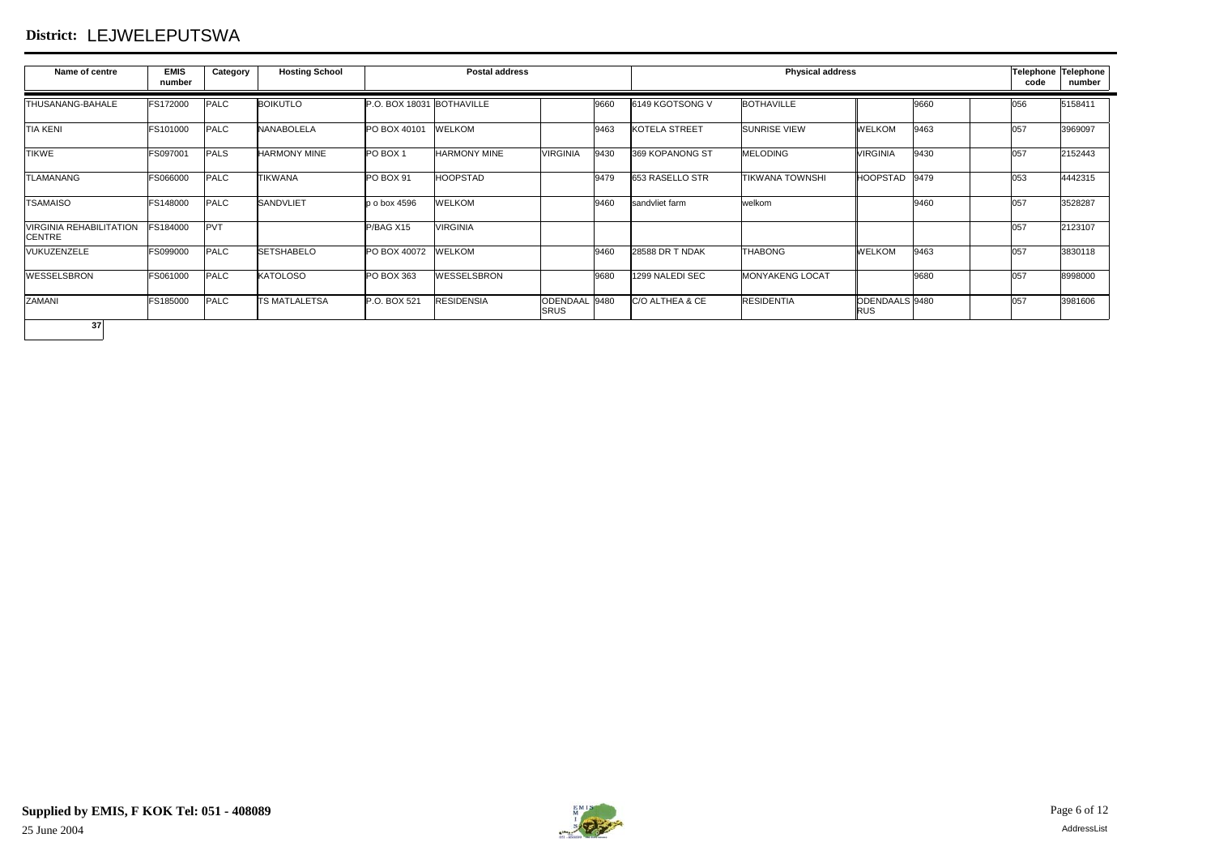# District: LEJWELEPUTSWA

| Name of centre | EMIS number | Category | Hosting School | Postal address | | | | Physical address | | | | | Telephone code | Telephone number |
|---|---|---|---|---|---|---|---|---|---|---|---|---|---|---|
| THUSANANG-BAHALE | FS172000 | PALC | BOIKUTLO | P.O. BOX 18031 | BOTHAVILLE | | 9660 | 6149 KGOTSONG V | BOTHAVILLE | | 9660 | | 056 | 5158411 |
| TIA KENI | FS101000 | PALC | NANABOLELA | PO BOX 40101 | WELKOM | | 9463 | KOTELA STREET | SUNRISE VIEW | WELKOM | 9463 | | 057 | 3969097 |
| TIKWE | FS097001 | PALS | HARMONY MINE | PO BOX 1 | HARMONY MINE | VIRGINIA | 9430 | 369 KOPANONG ST | MELODING | VIRGINIA | 9430 | | 057 | 2152443 |
| TLAMANANG | FS066000 | PALC | TIKWANA | PO BOX 91 | HOOPSTAD | | 9479 | 653 RASELLO STR | TIKWANA TOWNSHI | HOOPSTAD | 9479 | | 053 | 4442315 |
| TSAMAISO | FS148000 | PALC | SANDVLIET | p o box 4596 | WELKOM | | 9460 | sandvliet farm | welkom | | 9460 | | 057 | 3528287 |
| VIRGINIA REHABILITATION CENTRE | FS184000 | PVT | | P/BAG X15 | VIRGINIA | | | | | | | | 057 | 2123107 |
| VUKUZENZELE | FS099000 | PALC | SETSHABELO | PO BOX 40072 | WELKOM | | 9460 | 28588 DR T NDAK | THABONG | WELKOM | 9463 | | 057 | 3830118 |
| WESSELSBRON | FS061000 | PALC | KATOLOSO | PO BOX 363 | WESSELSBRON | | 9680 | 1299 NALEDI SEC | MONYAKENG LOCAT | | 9680 | | 057 | 8998000 |
| ZAMANI | FS185000 | PALC | TS MATLALETSA | P.O. BOX 521 | RESIDENSIA | ODENDAALSRUS | 9480 | C/O ALTHEA & CE | RESIDENTIA | ODENDAALSRUS | 9480 | | 057 | 3981606 |

37

**Supplied by EMIS, F KOK Tel: 051 - 408089**

25 June 2004

AddressList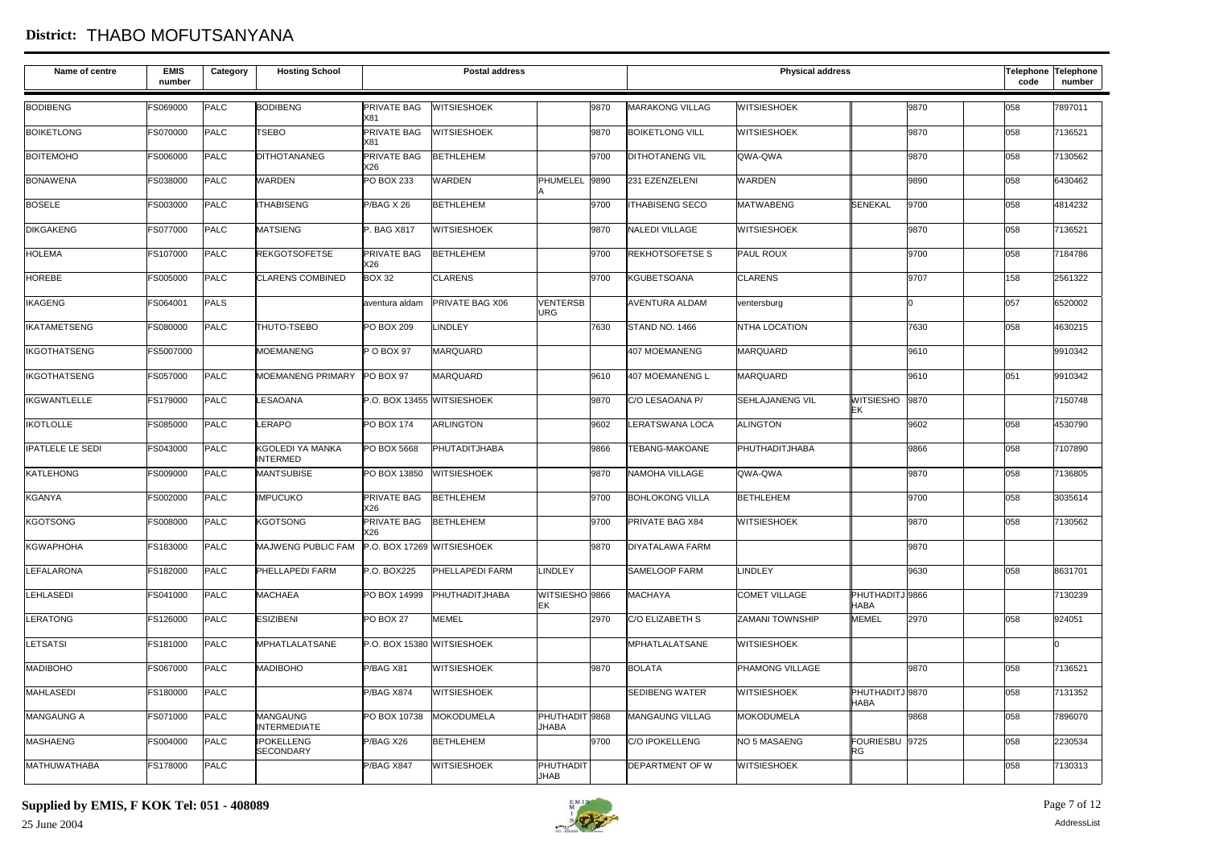# District: THABO MOFUTSANYANA

| Name of centre | EMIS number | Category | Hosting School | Postal address | | | | Physical address | | | | | Telephone code | Telephone number |
|---|---|---|---|---|---|---|---|---|---|---|---|---|---|---|
| BODIBENG | FS069000 | PALC | BODIBENG | PRIVATE BAG X81 | WITSIESHOEK | | 9870 | MARAKONG VILLAG | WITSIESHOEK | | 9870 | | 058 | 7897011 |
| BOIKETLONG | FS070000 | PALC | TSEBO | PRIVATE BAG X81 | WITSIESHOEK | | 9870 | BOIKETLONG VILL | WITSIESHOEK | | 9870 | | 058 | 7136521 |
| BOITEMOHO | FS006000 | PALC | DITHOTANANEG | PRIVATE BAG X26 | BETHLEHEM | | 9700 | DITHOTANENG VIL | QWA-QWA | | 9870 | | 058 | 7130562 |
| BONAWENA | FS038000 | PALC | WARDEN | PO BOX 233 | WARDEN | PHUMELELA | 9890 | 231 EZENZELENI | WARDEN | | 9890 | | 058 | 6430462 |
| BOSELE | FS003000 | PALC | ITHABISENG | P/BAG X 26 | BETHLEHEM | | 9700 | ITHABISENG SECO | MATWABENG | SENEKAL | 9700 | | 058 | 4814232 |
| DIKGAKENG | FS077000 | PALC | MATSIENG | P. BAG X817 | WITSIESHOEK | | 9870 | NALEDI VILLAGE | WITSIESHOEK | | 9870 | | 058 | 7136521 |
| HOLEMA | FS107000 | PALC | REKGOTSOFETSE | PRIVATE BAG X26 | BETHLEHEM | | 9700 | REKHOTSOFETSE S | PAUL ROUX | | 9700 | | 058 | 7184786 |
| HOREBE | FS005000 | PALC | CLARENS COMBINED | BOX 32 | CLARENS | | 9700 | KGUBETSOANA | CLARENS | | 9707 | | 158 | 2561322 |
| IKAGENG | FS064001 | PALS | | aventura aldam | PRIVATE BAG X06 | VENTERSBURG | | AVENTURA ALDAM | ventersburg | | 0 | | 057 | 6520002 |
| IKATAMETSENG | FS080000 | PALC | THUTO-TSEBO | PO BOX 209 | LINDLEY | | 7630 | STAND NO. 1466 | NTHA LOCATION | | 7630 | | 058 | 4630215 |
| IKGOTHATSENG | FS5007000 | | MOEMANENG | P O BOX 97 | MARQUARD | | | 407 MOEMANENG | MARQUARD | | 9610 | | | 9910342 |
| IKGOTHATSENG | FS057000 | PALC | MOEMANENG PRIMARY | PO BOX 97 | MARQUARD | | 9610 | 407 MOEMANENG L | MARQUARD | | 9610 | | 051 | 9910342 |
| IKGWANTLELLE | FS179000 | PALC | LESAOANA | P.O. BOX 13455 | WITSIESHOEK | | 9870 | C/O LESAOANA P/ | SEHLAJANENG VIL | WITSIESHOEK | 9870 | | | 7150748 |
| IKOTLOLLE | FS085000 | PALC | LERAPO | PO BOX 174 | ARLINGTON | | 9602 | LERATSWANA LOCA | ALINGTON | | 9602 | | 058 | 4530790 |
| IPATLELE LE SEDI | FS043000 | PALC | KGOLEDI YA MANKA INTERMED | PO BOX 5668 | PHUTADITJHABA | | 9866 | TEBANG-MAKOANE | PHUTHADITJHABA | | 9866 | | 058 | 7107890 |
| KATLEHONG | FS009000 | PALC | MANTSUBISE | PO BOX 13850 | WITSIESHOEK | | 9870 | NAMOHA VILLAGE | QWA-QWA | | 9870 | | 058 | 7136805 |
| KGANYA | FS002000 | PALC | IMPUCUKO | PRIVATE BAG X26 | BETHLEHEM | | 9700 | BOHLOKONG VILLA | BETHLEHEM | | 9700 | | 058 | 3035614 |
| KGOTSONG | FS008000 | PALC | KGOTSONG | PRIVATE BAG X26 | BETHLEHEM | | 9700 | PRIVATE BAG X84 | WITSIESHOEK | | 9870 | | 058 | 7130562 |
| KGWAPHOHA | FS183000 | PALC | MAJWENG PUBLIC FAM | P.O. BOX 17269 | WITSIESHOEK | | 9870 | DIYATALAWA FARM | | | 9870 | | | |
| LEFALARONA | FS182000 | PALC | PHELLAPEDI FARM | P.O. BOX225 | PHELLAPEDI FARM | LINDLEY | | SAMELOOP FARM | LINDLEY | | 9630 | | 058 | 8631701 |
| LEHLASEDI | FS041000 | PALC | MACHAEA | PO BOX 14999 | PHUTHADITJHABA | WITSIESHOEK | 9866 | MACHAYA | COMET VILLAGE | PHUTHADITJHABA | 9866 | | | 7130239 |
| LERATONG | FS126000 | PALC | ESIZIBENI | PO BOX 27 | MEMEL | | 2970 | C/O ELIZABETH S | ZAMANI TOWNSHIP | MEMEL | 2970 | | 058 | 924051 |
| LETSATSI | FS181000 | PALC | MPHATLALATSANE | P.O. BOX 15380 | WITSIESHOEK | | | MPHATLALATSANE | WITSIESHOEK | | | | | 0 |
| MADIBOHO | FS067000 | PALC | MADIBOHO | P/BAG X81 | WITSIESHOEK | | 9870 | BOLATA | PHAMONG VILLAGE | | 9870 | | 058 | 7136521 |
| MAHLASEDI | FS180000 | PALC | | P/BAG X874 | WITSIESHOEK | | | SEDIBENG WATER | WITSIESHOEK | PHUTHADITJHABA | 9870 | | 058 | 7131352 |
| MANGAUNG A | FS071000 | PALC | MANGAUNG INTERMEDIATE | PO BOX 10738 | MOKODUMELA | PHUTHADITJHABA | 9868 | MANGAUNG VILLAG | MOKODUMELA | | 9868 | | 058 | 7896070 |
| MASHAENG | FS004000 | PALC | IPOKELLENG SECONDARY | P/BAG X26 | BETHLEHEM | | 9700 | C/O IPOKELLENG | NO 5 MASAENG | FOURIESBURG | 9725 | | 058 | 2230534 |
| MATHUWATHABA | FS178000 | PALC | | P/BAG X847 | WITSIESHOEK | PHUTHADITJHAB | | DEPARTMENT OF W | WITSIESHOEK | | | | 058 | 7130313 |

**Supplied by EMIS, F KOK Tel: 051 - 408089**

25 June 2004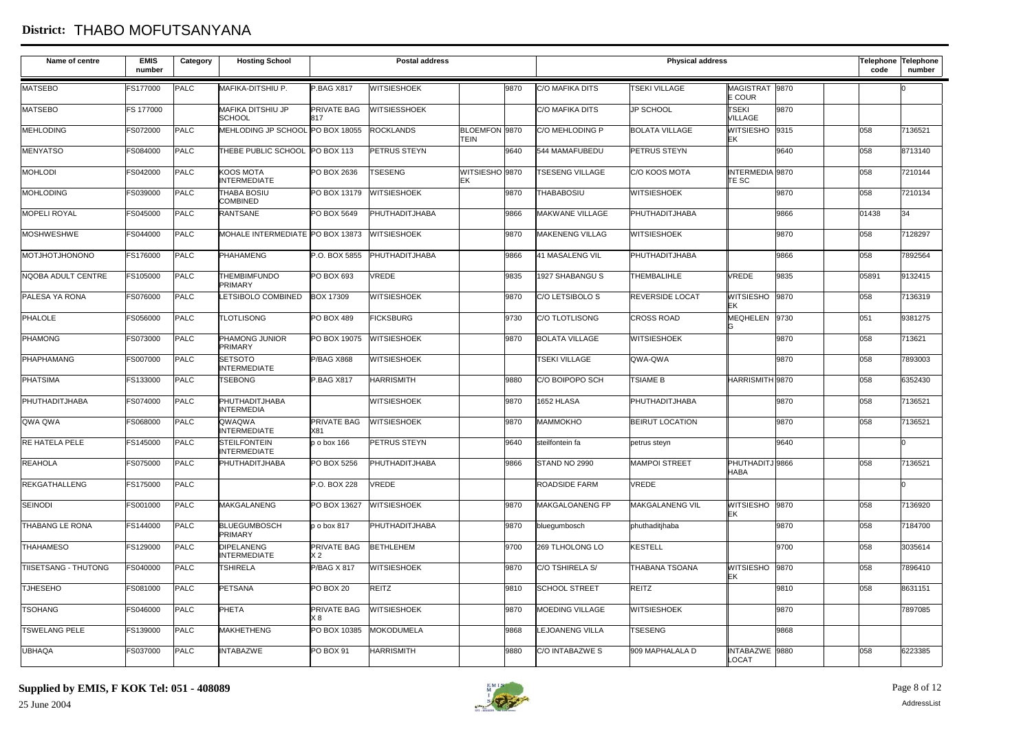# District: THABO MOFUTSANYANA

| Name of centre | EMIS number | Category | Hosting School | Postal address | | | | Physical address | | | | | Telephone code | Telephone number |
|---|---|---|---|---|---|---|---|---|---|---|---|---|---|---|
| MATSEBO | FS177000 | PALC | MAFIKA-DITSHIU P. | P.BAG X817 | WITSIESHOEK | | 9870 | C/O MAFIKA DITS | TSEKI VILLAGE | MAGISTRATE COUR | 9870 | | | 0 |
| MATSEBO | FS 177000 | | MAFIKA DITSHIU JP SCHOOL | PRIVATE BAG 817 | WITSIESSHOEK | | | C/O MAFIKA DITS | JP SCHOOL | TSEKI VILLAGE | 9870 | | | |
| MEHLODING | FS072000 | PALC | MEHLODING JP SCHOOL | PO BOX 18055 | ROCKLANDS | BLOEMFONTEIN | 9870 | C/O MEHLODING P | BOLATA VILLAGE | WITSIESHOEK | 9315 | | 058 | 7136521 |
| MENYATSO | FS084000 | PALC | THEBE PUBLIC SCHOOL | PO BOX 113 | PETRUS STEYN | | 9640 | 544 MAMAFUBEDU | PETRUS STEYN | | 9640 | | 058 | 8713140 |
| MOHLODI | FS042000 | PALC | KOOS MOTA INTERMEDIATE | PO BOX 2636 | TSESENG | WITSIESHOEK | 9870 | TSESENG VILLAGE | C/O KOOS MOTA | INTERMEDIATE SC | 9870 | | 058 | 7210144 |
| MOHLODING | FS039000 | PALC | THABA BOSIU COMBINED | PO BOX 13179 | WITSIESHOEK | | 9870 | THABABOSIU | WITSIESHOEK | | 9870 | | 058 | 7210134 |
| MOPELI ROYAL | FS045000 | PALC | RANTSANE | PO BOX 5649 | PHUTHADITJHABA | | 9866 | MAKWANE VILLAGE | PHUTHADITJHABA | | 9866 | | 01438 | 34 |
| MOSHWESHWE | FS044000 | PALC | MOHALE INTERMEDIATE | PO BOX 13873 | WITSIESHOEK | | 9870 | MAKENENG VILLAG | WITSIESHOEK | | 9870 | | 058 | 7128297 |
| MOTJHOTJHONONO | FS176000 | PALC | PHAHAMENG | P.O. BOX 5855 | PHUTHADITJHABA | | 9866 | 41 MASALENG VIL | PHUTHADITJHABA | | 9866 | | 058 | 7892564 |
| NQOBA ADULT CENTRE | FS105000 | PALC | THEMBIMFUNDO PRIMARY | PO BOX 693 | VREDE | | 9835 | 1927 SHABANGU S | THEMBALIHLE | VREDE | 9835 | | 05891 | 9132415 |
| PALESA YA RONA | FS076000 | PALC | LETSIBOLO COMBINED | BOX 17309 | WITSIESHOEK | | 9870 | C/O LETSIBOLO S | REVERSIDE LOCAT | WITSIESHOEK | 9870 | | 058 | 7136319 |
| PHALOLE | FS056000 | PALC | TLOTLISONG | PO BOX 489 | FICKSBURG | | 9730 | C/O TLOTLISONG | CROSS ROAD | MEQHELENG | 9730 | | 051 | 9381275 |
| PHAMONG | FS073000 | PALC | PHAMONG JUNIOR PRIMARY | PO BOX 19075 | WITSIESHOEK | | 9870 | BOLATA VILLAGE | WITSIESHOEK | | 9870 | | 058 | 713621 |
| PHAPHAMANG | FS007000 | PALC | SETSOTO INTERMEDIATE | P/BAG X868 | WITSIESHOEK | | | TSEKI VILLAGE | QWA-QWA | | 9870 | | 058 | 7893003 |
| PHATSIMA | FS133000 | PALC | TSEBONG | P.BAG X817 | HARRISMITH | | 9880 | C/O BOIPOPO SCH | TSIAME B | HARRISMITH | 9870 | | 058 | 6352430 |
| PHUTHADITJHABA | FS074000 | PALC | PHUTHADITJHABA INTERMEDIA | | WITSIESHOEK | | 9870 | 1652 HLASA | PHUTHADITJHABA | | 9870 | | 058 | 7136521 |
| QWA QWA | FS068000 | PALC | QWAQWA INTERMEDIATE | PRIVATE BAG X81 | WITSIESHOEK | | 9870 | MAMMOKHO | BEIRUT LOCATION | | 9870 | | 058 | 7136521 |
| RE HATELA PELE | FS145000 | PALC | STEILFONTEIN INTERMEDIATE | p o box 166 | PETRUS STEYN | | 9640 | steilfontein fa | petrus steyn | | 9640 | | | 0 |
| REAHOLA | FS075000 | PALC | PHUTHADITJHABA | PO BOX 5256 | PHUTHADITJHABA | | 9866 | STAND NO 2990 | MAMPOI STREET | PHUTHADITJHABA | 9866 | | 058 | 7136521 |
| REKGATHALLENG | FS175000 | PALC | | P.O. BOX 228 | VREDE | | | ROADSIDE FARM | VREDE | | | | | 0 |
| SEINODI | FS001000 | PALC | MAKGALANENG | PO BOX 13627 | WITSIESHOEK | | 9870 | MAKGALOANENG FP | MAKGALANENG VIL | WITSIESHOEK | 9870 | | 058 | 7136920 |
| THABANG LE RONA | FS144000 | PALC | BLUEGUMBOSCH PRIMARY | p o box 817 | PHUTHADITJHABA | | 9870 | bluegumbosch | phuthaditjhaba | | 9870 | | 058 | 7184700 |
| THAHAMESO | FS129000 | PALC | DIPELANENG INTERMEDIATE | PRIVATE BAG X 2 | BETHLEHEM | | 9700 | 269 TLHOLONG LO | KESTELL | | 9700 | | 058 | 3035614 |
| TIISETSANG - THUTONG | FS040000 | PALC | TSHIRELA | P/BAG X 817 | WITSIESHOEK | | 9870 | C/O TSHIRELA S/ | THABANA TSOANA | WITSIESHOEK | 9870 | | 058 | 7896410 |
| TJHESEHO | FS081000 | PALC | PETSANA | PO BOX 20 | REITZ | | 9810 | SCHOOL STREET | REITZ | | 9810 | | 058 | 8631151 |
| TSOHANG | FS046000 | PALC | PHETA | PRIVATE BAG X 8 | WITSIESHOEK | | 9870 | MOEDING VILLAGE | WITSIESHOEK | | 9870 | | | 7897085 |
| TSWELANG PELE | FS139000 | PALC | MAKHETHENG | PO BOX 10385 | MOKODUMELA | | 9868 | LEJOANENG VILLA | TSESENG | | 9868 | | | |
| UBHAQA | FS037000 | PALC | INTABAZWE | PO BOX 91 | HARRISMITH | | 9880 | C/O INTABAZWE S | 909 MAPHALALA D | INTABAZWE LOCAT | 9880 | | 058 | 6223385 |

**Supplied by EMIS, F KOK Tel: 051 - 408089**

25 June 2004

AddressList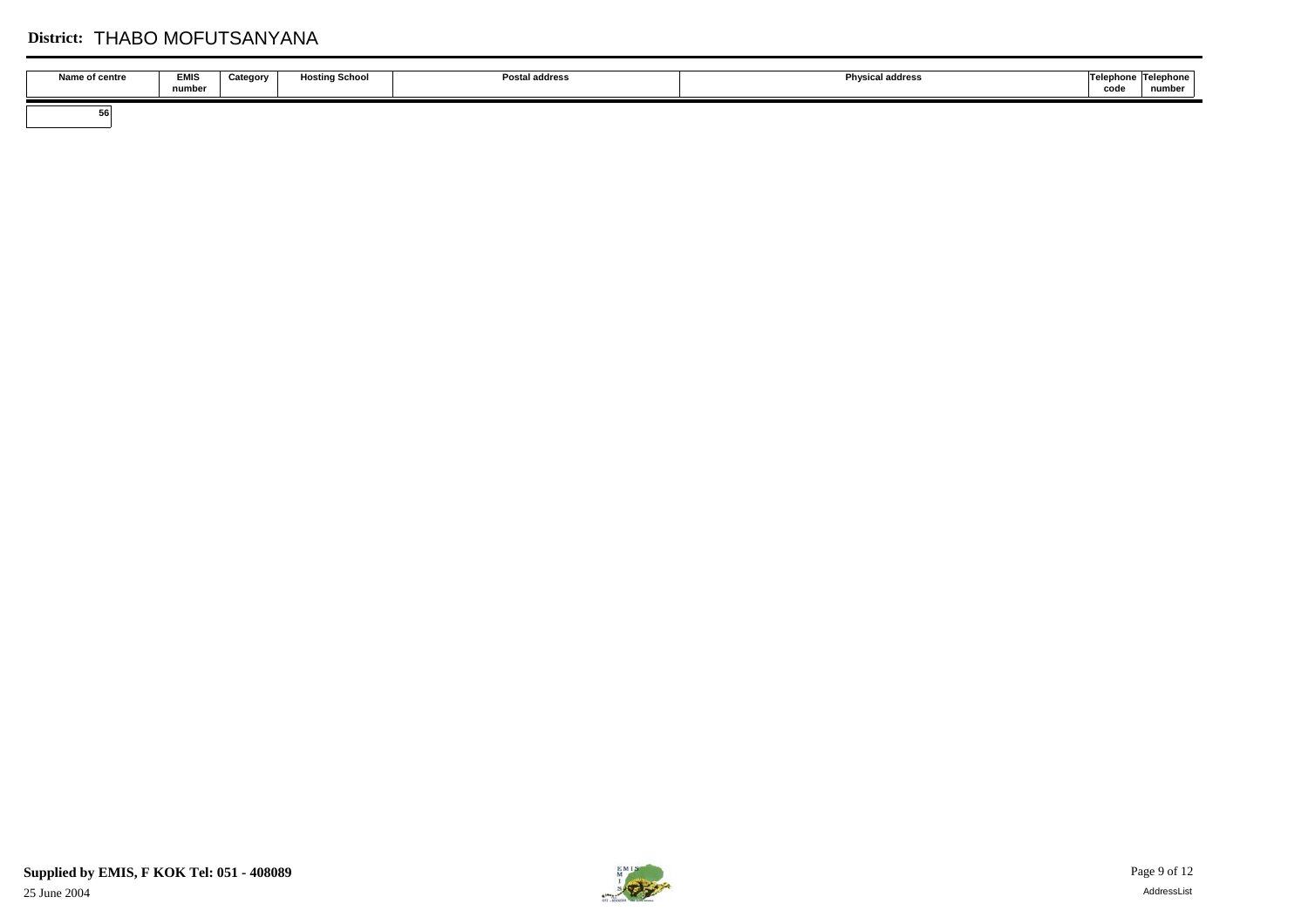**District:** THABO MOFUTSANYANA

| Name of centre | EMIS number | Category | Hosting School | Postal address | Physical address | Telephone code | Telephone number |
|---|---|---|---|---|---|---|---|
| 56 | | | | | | | |

**Supplied by EMIS, F KOK Tel: 051 - 408089**

25 June 2004

AddressList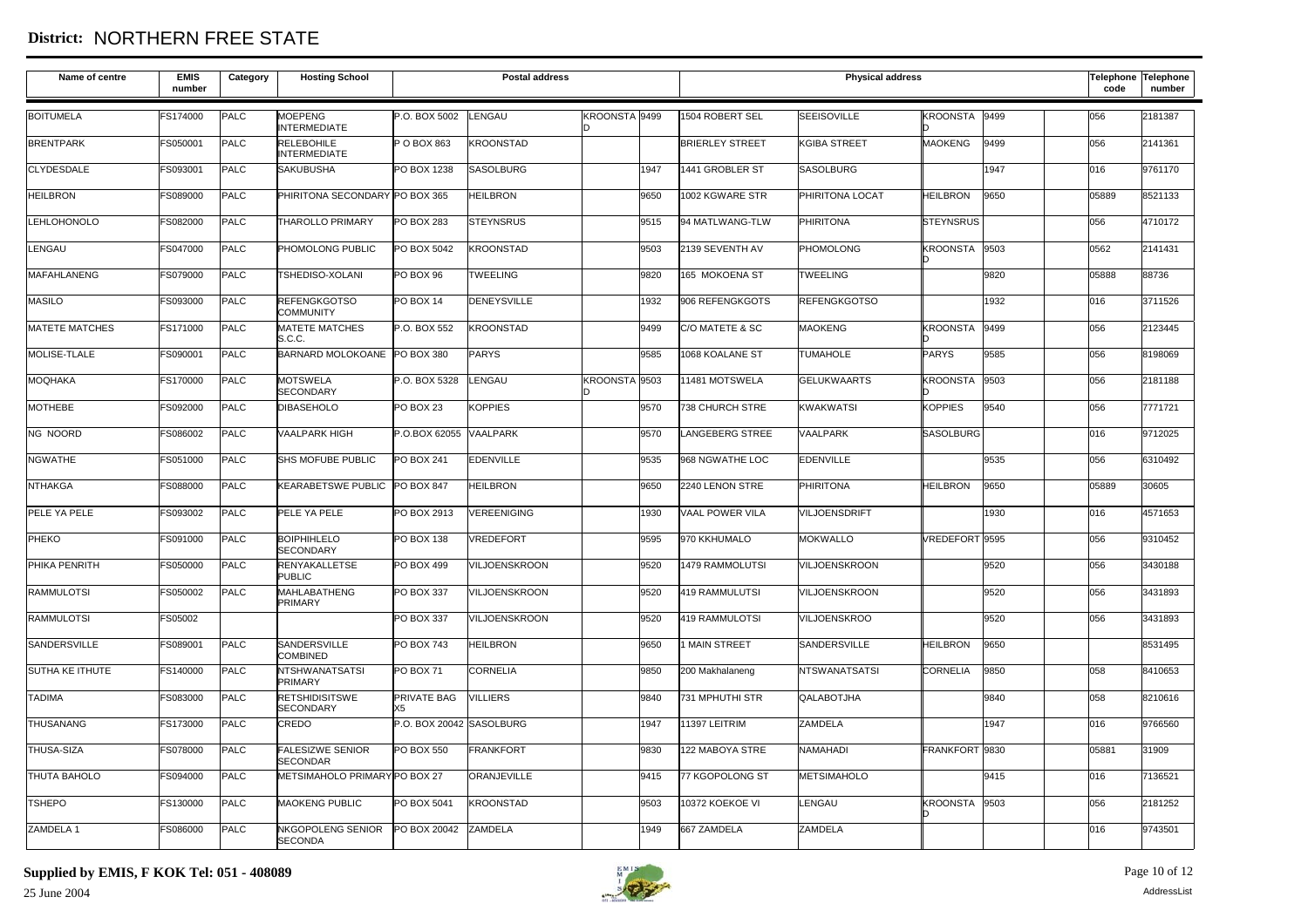# District: NORTHERN FREE STATE

| Name of centre | EMIS number | Category | Hosting School | Postal address | | | | Physical address | | | | | Telephone code | Telephone number |
|---|---|---|---|---|---|---|---|---|---|---|---|---|---|---|
| BOITUMELA | FS174000 | PALC | MOEPENG INTERMEDIATE | P.O. BOX 5002 | LENGAU | KROONSTAD | 9499 | 1504 ROBERT SEL | SEEISOVILLE | KROONSTAD | 9499 | | 056 | 2181387 |
| BRENTPARK | FS050001 | PALC | RELEBOHILE INTERMEDIATE | P O BOX 863 | KROONSTAD | | | BRIERLEY STREET | KGIBA STREET | MAOKENG | 9499 | | 056 | 2141361 |
| CLYDESDALE | FS093001 | PALC | SAKUBUSHA | PO BOX 1238 | SASOLBURG | | 1947 | 1441 GROBLER ST | SASOLBURG | | 1947 | | 016 | 9761170 |
| HEILBRON | FS089000 | PALC | PHIRITONA SECONDARY | PO BOX 365 | HEILBRON | | 9650 | 1002 KGWARE STR | PHIRITONA LOCAT | HEILBRON | 9650 | | 05889 | 8521133 |
| LEHLOHONOLO | FS082000 | PALC | THAROLLO PRIMARY | PO BOX 283 | STEYNSRUS | | 9515 | 94 MATLWANG-TLW | PHIRITONA | STEYNSRUS | | | 056 | 4710172 |
| LENGAU | FS047000 | PALC | PHOMOLONG PUBLIC | PO BOX 5042 | KROONSTAD | | 9503 | 2139 SEVENTH AV | PHOMOLONG | KROONSTAD | 9503 | | 0562 | 2141431 |
| MAFAHLANENG | FS079000 | PALC | TSHEDISO-XOLANI | PO BOX 96 | TWEELING | | 9820 | 165 MOKOENA ST | TWEELING | | 9820 | | 05888 | 88736 |
| MASILO | FS093000 | PALC | REFENGKGOTSO COMMUNITY | PO BOX 14 | DENEYSVILLE | | 1932 | 906 REFENGKGOTS | REFENGKGOTSO | | 1932 | | 016 | 3711526 |
| MATETE MATCHES | FS171000 | PALC | MATETE MATCHES S.C.C. | P.O. BOX 552 | KROONSTAD | | 9499 | C/O MATETE & SC | MAOKENG | KROONSTAD | 9499 | | 056 | 2123445 |
| MOLISE-TLALE | FS090001 | PALC | BARNARD MOLOKOANE | PO BOX 380 | PARYS | | 9585 | 1068 KOALANE ST | TUMAHOLE | PARYS | 9585 | | 056 | 8198069 |
| MOQHAKA | FS170000 | PALC | MOTSWELA SECONDARY | P.O. BOX 5328 | LENGAU | KROONSTAD | 9503 | 11481 MOTSWELA | GELUKWAARTS | KROONSTAD | 9503 | | 056 | 2181188 |
| MOTHEBE | FS092000 | PALC | DIBASEHOLO | PO BOX 23 | KOPPIES | | 9570 | 738 CHURCH STRE | KWAKWATSI | KOPPIES | 9540 | | 056 | 7771721 |
| NG NOORD | FS086002 | PALC | VAALPARK HIGH | P.O.BOX 62055 | VAALPARK | | 9570 | LANGEBERG STREE | VAALPARK | SASOLBURG | | | 016 | 9712025 |
| NGWATHE | FS051000 | PALC | SHS MOFUBE PUBLIC | PO BOX 241 | EDENVILLE | | 9535 | 968 NGWATHE LOC | EDENVILLE | | 9535 | | 056 | 6310492 |
| NTHAKGA | FS088000 | PALC | KEARABETSWE PUBLIC | PO BOX 847 | HEILBRON | | 9650 | 2240 LENON STRE | PHIRITONA | HEILBRON | 9650 | | 05889 | 30605 |
| PELE YA PELE | FS093002 | PALC | PELE YA PELE | PO BOX 2913 | VEREENIGING | | 1930 | VAAL POWER VILA | VILJOENSDRIFT | | 1930 | | 016 | 4571653 |
| PHEKO | FS091000 | PALC | BOIPHIHLELO SECONDARY | PO BOX 138 | VREDEFORT | | 9595 | 970 KKHUMALO | MOKWALLO | VREDEFORT | 9595 | | 056 | 9310452 |
| PHIKA PENRITH | FS050000 | PALC | RENYAKALLETSE PUBLIC | PO BOX 499 | VILJOENSKROON | | 9520 | 1479 RAMMOLUTSI | VILJOENSKROON | | 9520 | | 056 | 3430188 |
| RAMMULOTSI | FS050002 | PALC | MAHLABATHENG PRIMARY | PO BOX 337 | VILJOENSKROON | | 9520 | 419 RAMMULUTSI | VILJOENSKROON | | 9520 | | 056 | 3431893 |
| RAMMULOTSI | FS05002 | | | PO BOX 337 | VILJOENSKROON | | 9520 | 419 RAMMULOTSI | VILJOENSKROO | | 9520 | | 056 | 3431893 |
| SANDERSVILLE | FS089001 | PALC | SANDERSVILLE COMBINED | PO BOX 743 | HEILBRON | | 9650 | 1 MAIN STREET | SANDERSVILLE | HEILBRON | 9650 | | | 8531495 |
| SUTHA KE ITHUTE | FS140000 | PALC | NTSHWANATSATSI PRIMARY | PO BOX 71 | CORNELIA | | 9850 | 200 Makhalaneng | NTSWANATSATSI | CORNELIA | 9850 | | 058 | 8410653 |
| TADIMA | FS083000 | PALC | RETSHIDISITSWE SECONDARY | PRIVATE BAG X5 | VILLIERS | | 9840 | 731 MPHUTHI STR | QALABOTJHA | | 9840 | | 058 | 8210616 |
| THUSANANG | FS173000 | PALC | CREDO | P.O. BOX 20042 | SASOLBURG | | 1947 | 11397 LEITRIM | ZAMDELA | | 1947 | | 016 | 9766560 |
| THUSA-SIZA | FS078000 | PALC | FALESIZWE SENIOR SECONDAR | PO BOX 550 | FRANKFORT | | 9830 | 122 MABOYA STRE | NAMAHADI | FRANKFORT | 9830 | | 05881 | 31909 |
| THUTA BAHOLO | FS094000 | PALC | METSIMAHOLO PRIMARY | PO BOX 27 | ORANJEVILLE | | 9415 | 77 KGOPOLONG ST | METSIMAHOLO | | 9415 | | 016 | 7136521 |
| TSHEPO | FS130000 | PALC | MAOKENG PUBLIC | PO BOX 5041 | KROONSTAD | | 9503 | 10372 KOEKOE VI | LENGAU | KROONSTAD | 9503 | | 056 | 2181252 |
| ZAMDELA 1 | FS086000 | PALC | NKGOPOLENG SENIOR SECONDA | PO BOX 20042 | ZAMDELA | | 1949 | 667 ZAMDELA | ZAMDELA | | | | 016 | 9743501 |

**Supplied by EMIS, F KOK Tel: 051 - 408089**

25 June 2004

AddressList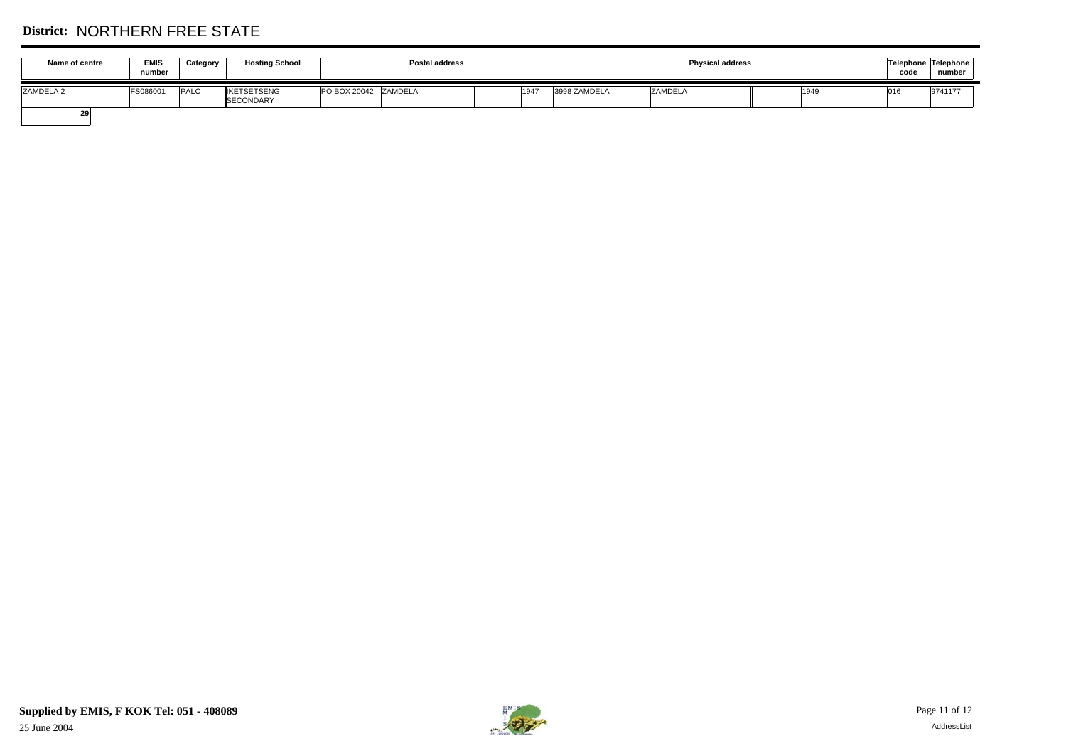**District:** NORTHERN FREE STATE

| Name of centre | EMIS number | Category | Hosting School | Postal address | | | | Physical address | | | | | Telephone code | Telephone number |
|---|---|---|---|---|---|---|---|---|---|---|---|---|---|---|
| ZAMDELA 2 | FS086001 | PALC | IKETSETSENG SECONDARY | PO BOX 20042 | ZAMDELA | | 1947 | 3998 ZAMDELA | ZAMDELA | | 1949 | | 016 | 9741177 |
| 29 | | | | | | | | | | | | | | |

**Supplied by EMIS, F KOK Tel: 051 - 408089**

25 June 2004

AddressList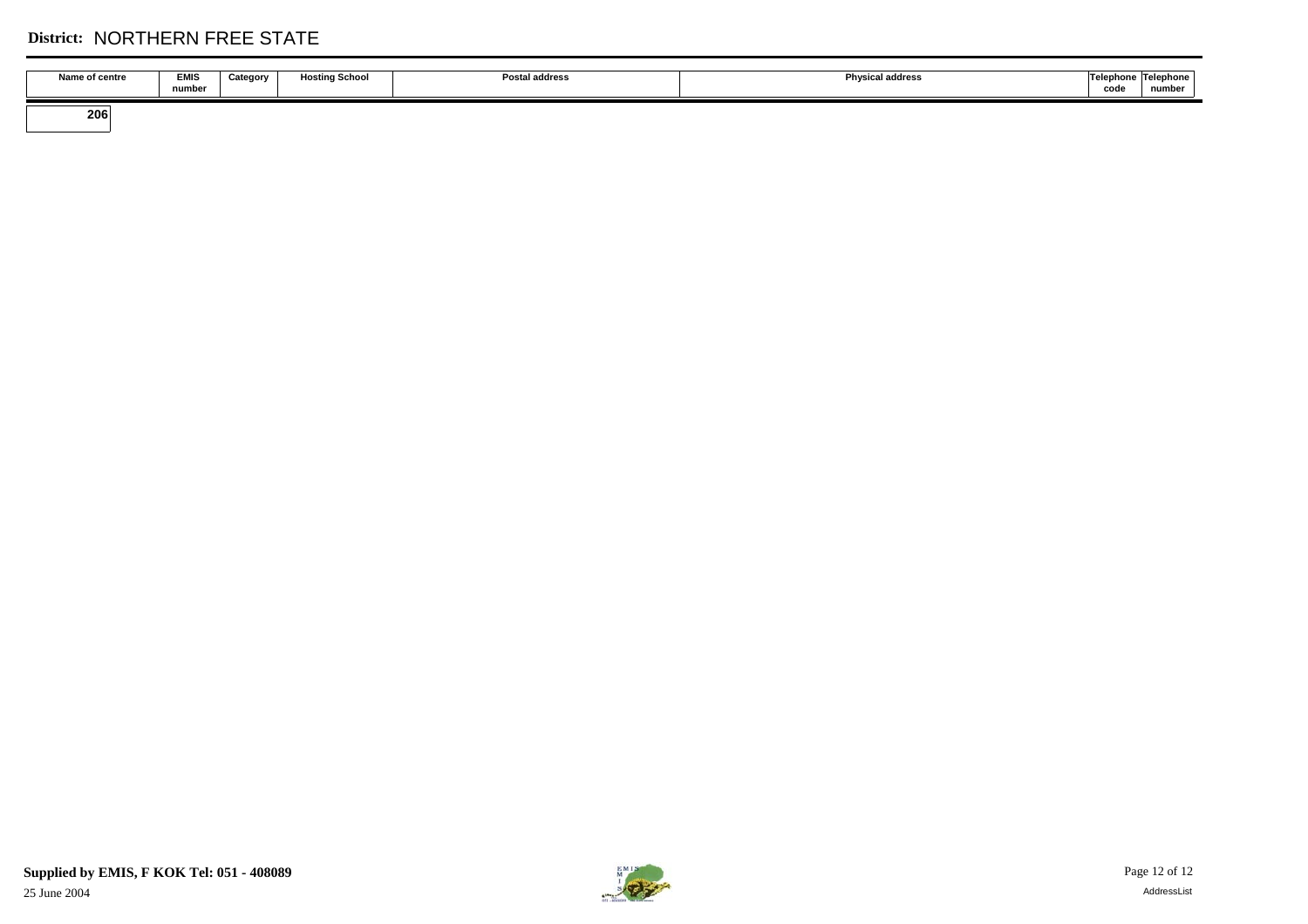**District:** NORTHERN FREE STATE

| Name of centre | EMIS number | Category | Hosting School | Postal address | Physical address | Telephone code | Telephone number |
|---|---|---|---|---|---|---|---|
| 206 | | | | | | | |

**Supplied by EMIS, F KOK Tel: 051 - 408089**

25 June 2004

AddressList